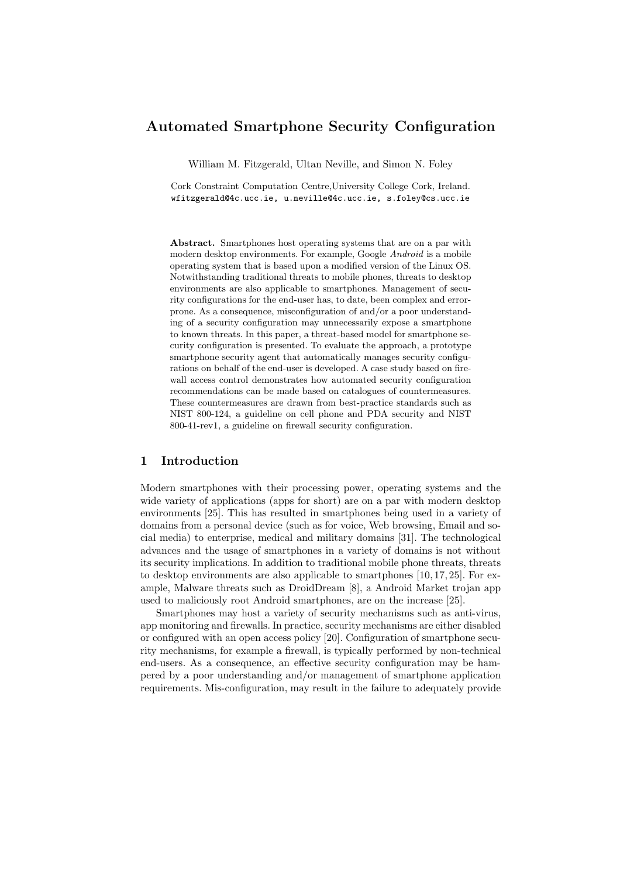# Automated Smartphone Security Configuration

William M. Fitzgerald, Ultan Neville, and Simon N. Foley

Cork Constraint Computation Centre,University College Cork, Ireland.
wfitzgerald@4c.ucc.ie, u.neville@4c.ucc.ie, s.foley@cs.ucc.ie

**Abstract.** Smartphones host operating systems that are on a par with modern desktop environments. For example, Google *Android* is a mobile operating system that is based upon a modified version of the Linux OS. Notwithstanding traditional threats to mobile phones, threats to desktop environments are also applicable to smartphones. Management of security configurations for the end-user has, to date, been complex and error-prone. As a consequence, misconfiguration of and/or a poor understanding of a security configuration may unnecessarily expose a smartphone to known threats. In this paper, a threat-based model for smartphone security configuration is presented. To evaluate the approach, a prototype smartphone security agent that automatically manages security configurations on behalf of the end-user is developed. A case study based on firewall access control demonstrates how automated security configuration recommendations can be made based on catalogues of countermeasures. These countermeasures are drawn from best-practice standards such as NIST 800-124, a guideline on cell phone and PDA security and NIST 800-41-rev1, a guideline on firewall security configuration.

## 1 Introduction

Modern smartphones with their processing power, operating systems and the wide variety of applications (apps for short) are on a par with modern desktop environments [25]. This has resulted in smartphones being used in a variety of domains from a personal device (such as for voice, Web browsing, Email and social media) to enterprise, medical and military domains [31]. The technological advances and the usage of smartphones in a variety of domains is not without its security implications. In addition to traditional mobile phone threats, threats to desktop environments are also applicable to smartphones [10, 17, 25]. For example, Malware threats such as DroidDream [8], a Android Market trojan app used to maliciously root Android smartphones, are on the increase [25].

Smartphones may host a variety of security mechanisms such as anti-virus, app monitoring and firewalls. In practice, security mechanisms are either disabled or configured with an open access policy [20]. Configuration of smartphone security mechanisms, for example a firewall, is typically performed by non-technical end-users. As a consequence, an effective security configuration may be hampered by a poor understanding and/or management of smartphone application requirements. Mis-configuration, may result in the failure to adequately provide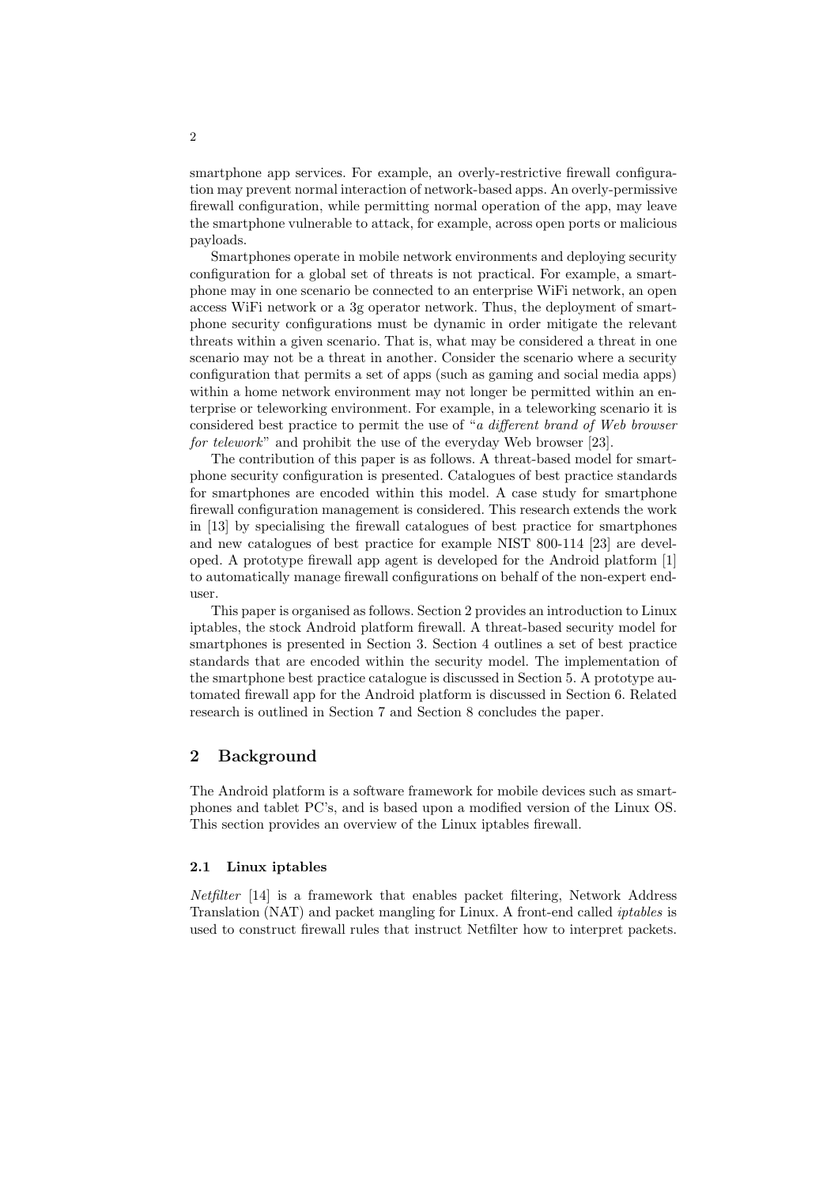smartphone app services. For example, an overly-restrictive firewall configuration may prevent normal interaction of network-based apps. An overly-permissive firewall configuration, while permitting normal operation of the app, may leave the smartphone vulnerable to attack, for example, across open ports or malicious payloads.

Smartphones operate in mobile network environments and deploying security configuration for a global set of threats is not practical. For example, a smartphone may in one scenario be connected to an enterprise WiFi network, an open access WiFi network or a 3g operator network. Thus, the deployment of smartphone security configurations must be dynamic in order mitigate the relevant threats within a given scenario. That is, what may be considered a threat in one scenario may not be a threat in another. Consider the scenario where a security configuration that permits a set of apps (such as gaming and social media apps) within a home network environment may not longer be permitted within an enterprise or teleworking environment. For example, in a teleworking scenario it is considered best practice to permit the use of "*a different brand of Web browser for telework*" and prohibit the use of the everyday Web browser [23].

The contribution of this paper is as follows. A threat-based model for smartphone security configuration is presented. Catalogues of best practice standards for smartphones are encoded within this model. A case study for smartphone firewall configuration management is considered. This research extends the work in [13] by specialising the firewall catalogues of best practice for smartphones and new catalogues of best practice for example NIST 800-114 [23] are developed. A prototype firewall app agent is developed for the Android platform [1] to automatically manage firewall configurations on behalf of the non-expert end-user.

This paper is organised as follows. Section 2 provides an introduction to Linux iptables, the stock Android platform firewall. A threat-based security model for smartphones is presented in Section 3. Section 4 outlines a set of best practice standards that are encoded within the security model. The implementation of the smartphone best practice catalogue is discussed in Section 5. A prototype automated firewall app for the Android platform is discussed in Section 6. Related research is outlined in Section 7 and Section 8 concludes the paper.

## 2 Background

The Android platform is a software framework for mobile devices such as smartphones and tablet PC's, and is based upon a modified version of the Linux OS. This section provides an overview of the Linux iptables firewall.

### 2.1 Linux iptables

*Netfilter* [14] is a framework that enables packet filtering, Network Address Translation (NAT) and packet mangling for Linux. A front-end called *iptables* is used to construct firewall rules that instruct Netfilter how to interpret packets.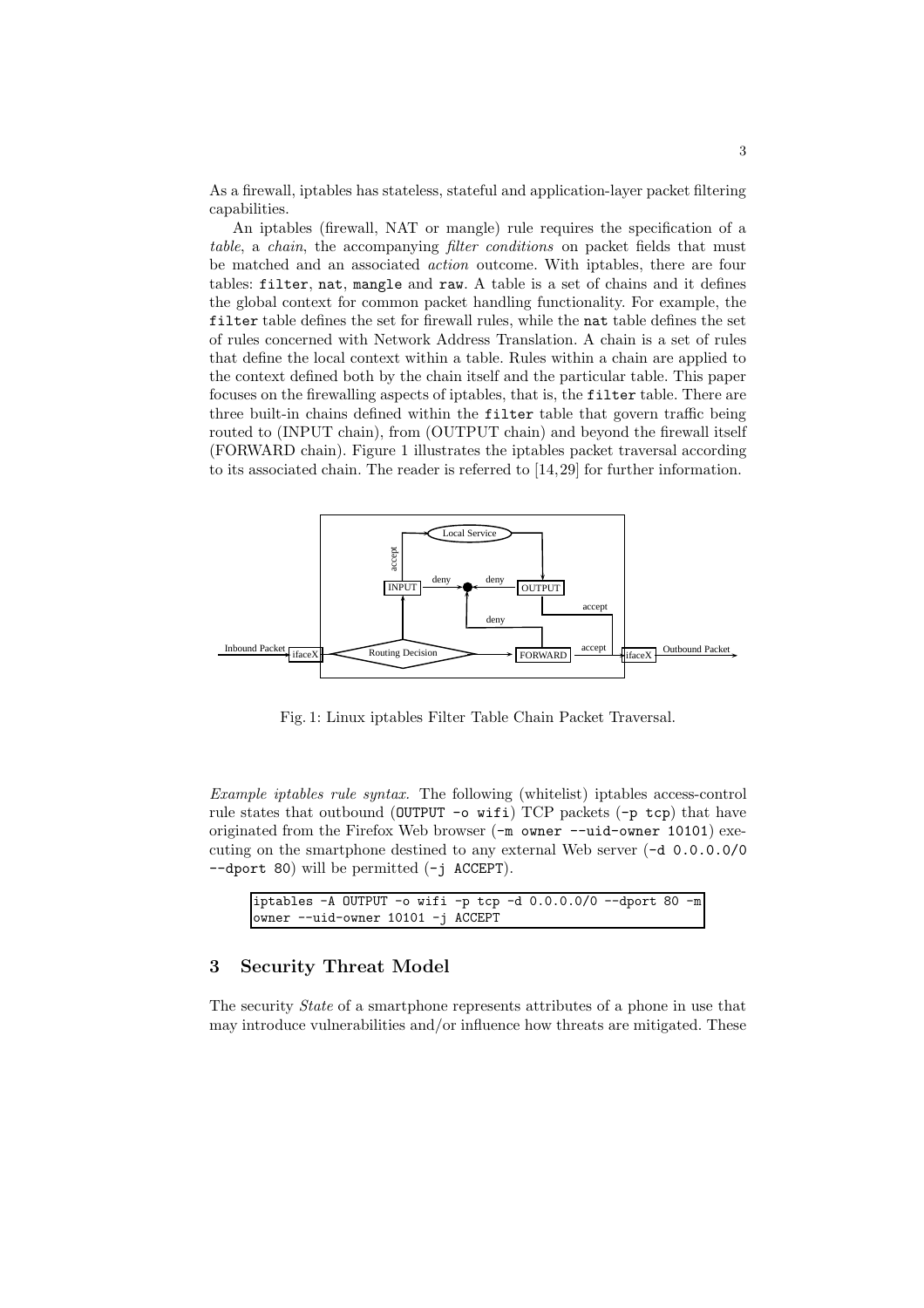As a firewall, iptables has stateless, stateful and application-layer packet filtering capabilities.

An iptables (firewall, NAT or mangle) rule requires the specification of a *table*, a *chain*, the accompanying *filter conditions* on packet fields that must be matched and an associated *action* outcome. With iptables, there are four tables: `filter`, `nat`, `mangle` and `raw`. A table is a set of chains and it defines the global context for common packet handling functionality. For example, the `filter` table defines the set for firewall rules, while the `nat` table defines the set of rules concerned with Network Address Translation. A chain is a set of rules that define the local context within a table. Rules within a chain are applied to the context defined both by the chain itself and the particular table. This paper focuses on the firewalling aspects of iptables, that is, the `filter` table. There are three built-in chains defined within the `filter` table that govern traffic being routed to (INPUT chain), from (OUTPUT chain) and beyond the firewall itself (FORWARD chain). Figure 1 illustrates the iptables packet traversal according to its associated chain. The reader is referred to [14,29] for further information.

Fig. 1: Linux iptables Filter Table Chain Packet Traversal.

*Example iptables rule syntax.* The following (whitelist) iptables access-control rule states that outbound (`OUTPUT -o wifi`) TCP packets (`-p tcp`) that have originated from the Firefox Web browser (`-m owner --uid-owner 10101`) executing on the smartphone destined to any external Web server (`-d 0.0.0.0/0 --dport 80`) will be permitted (`-j ACCEPT`).

```
iptables -A OUTPUT -o wifi -p tcp -d 0.0.0.0/0 --dport 80 -m
owner --uid-owner 10101 -j ACCEPT
```

## 3 Security Threat Model

The security *State* of a smartphone represents attributes of a phone in use that may introduce vulnerabilities and/or influence how threats are mitigated. These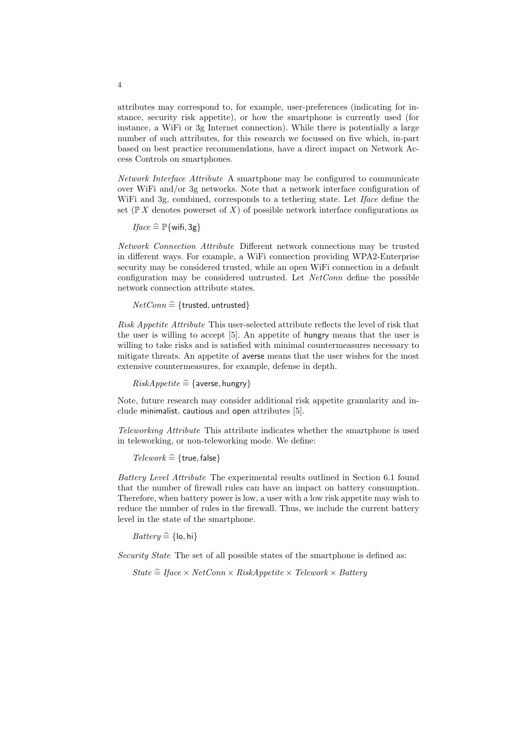attributes may correspond to, for example, user-preferences (indicating for instance, security risk appetite), or how the smartphone is currently used (for instance, a WiFi or 3g Internet connection). While there is potentially a large number of such attributes, for this research we focussed on five which, in-part based on best practice recommendations, have a direct impact on Network Access Controls on smartphones.

*Network Interface Attribute* A smartphone may be configured to communicate over WiFi and/or 3g networks. Note that a network interface configuration of WiFi and 3g, combined, corresponds to a tethering state. Let *Iface* define the set ($\mathbb{P}\,X$ denotes powerset of $X$) of possible network interface configurations as

$$Iface \mathrel{\widehat{=}} \mathbb{P}\{\mathsf{wifi}, \mathsf{3g}\}$$

*Network Connection Attribute* Different network connections may be trusted in different ways. For example, a WiFi connection providing WPA2-Enterprise security may be considered trusted, while an open WiFi connection in a default configuration may be considered untrusted. Let *NetConn* define the possible network connection attribute states.

$$NetConn \mathrel{\widehat{=}} \{\mathsf{trusted}, \mathsf{untrusted}\}$$

*Risk Appetite Attribute* This user-selected attribute reflects the level of risk that the user is willing to accept [5]. An appetite of hungry means that the user is willing to take risks and is satisfied with minimal countermeasures necessary to mitigate threats. An appetite of averse means that the user wishes for the most extensive countermeasures, for example, defense in depth.

$$RiskAppetite \mathrel{\widehat{=}} \{\mathsf{averse}, \mathsf{hungry}\}$$

Note, future research may consider additional risk appetite granularity and include minimalist, cautious and open attributes [5].

*Teleworking Attribute* This attribute indicates whether the smartphone is used in teleworking, or non-teleworking mode. We define:

$$Telework \mathrel{\widehat{=}} \{\mathsf{true}, \mathsf{false}\}$$

*Battery Level Attribute* The experimental results outlined in Section 6.1 found that the number of firewall rules can have an impact on battery consumption. Therefore, when battery power is low, a user with a low risk appetite may wish to reduce the number of rules in the firewall. Thus, we include the current battery level in the state of the smartphone.

$$Battery \mathrel{\widehat{=}} \{\mathsf{lo}, \mathsf{hi}\}$$

*Security State* The set of all possible states of the smartphone is defined as:

$$State \mathrel{\widehat{=}} Iface \times NetConn \times RiskAppetite \times Telework \times Battery$$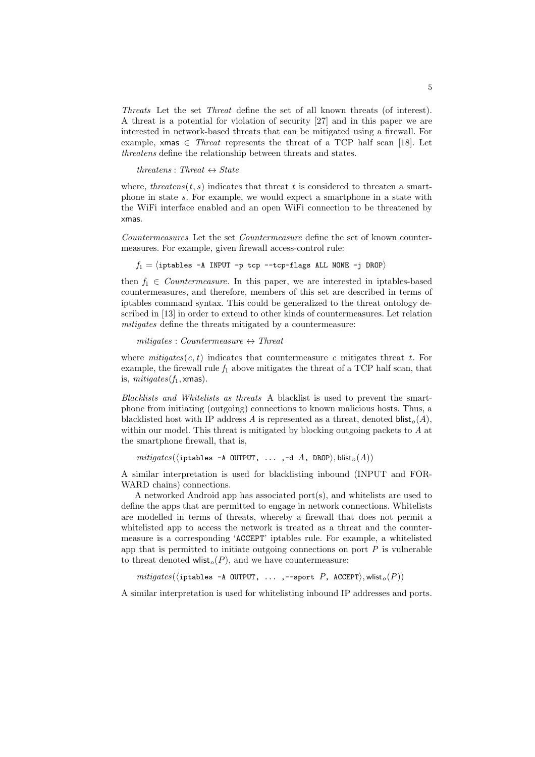*Threats* Let the set *Threat* define the set of all known threats (of interest). A threat is a potential for violation of security [27] and in this paper we are interested in network-based threats that can be mitigated using a firewall. For example, $\mathsf{xmas} \in \mathit{Threat}$ represents the threat of a TCP half scan [18]. Let *threatens* define the relationship between threats and states.

$$\mathit{threatens} : \mathit{Threat} \leftrightarrow \mathit{State}$$

where, $\mathit{threatens}(t, s)$ indicates that threat $t$ is considered to threaten a smartphone in state $s$. For example, we would expect a smartphone in a state with the WiFi interface enabled and an open WiFi connection to be threatened by xmas.

*Countermeasures* Let the set *Countermeasure* define the set of known countermeasures. For example, given firewall access-control rule:

$f_1 = \langle$`iptables -A INPUT -p tcp --tcp-flags ALL NONE -j DROP`$\rangle$

then $f_1 \in \mathit{Countermeasure}$. In this paper, we are interested in iptables-based countermeasures, and therefore, members of this set are described in terms of iptables command syntax. This could be generalized to the threat ontology described in [13] in order to extend to other kinds of countermeasures. Let relation *mitigates* define the threats mitigated by a countermeasure:

$$\mathit{mitigates} : \mathit{Countermeasure} \leftrightarrow \mathit{Threat}$$

where $\mathit{mitigates}(c, t)$ indicates that countermeasure $c$ mitigates threat $t$. For example, the firewall rule $f_1$ above mitigates the threat of a TCP half scan, that is, $\mathit{mitigates}(f_1, \mathsf{xmas})$.

*Blacklists and Whitelists as threats* A blacklist is used to prevent the smartphone from initiating (outgoing) connections to known malicious hosts. Thus, a blacklisted host with IP address $A$ is represented as a threat, denoted $\mathsf{blist}_o(A)$, within our model. This threat is mitigated by blocking outgoing packets to $A$ at the smartphone firewall, that is,

$\mathit{mitigates}(\langle$`iptables -A OUTPUT, ... ,-d` $A$`, DROP`$\rangle, \mathsf{blist}_o(A))$

A similar interpretation is used for blacklisting inbound (INPUT and FORWARD chains) connections.

A networked Android app has associated port(s), and whitelists are used to define the apps that are permitted to engage in network connections. Whitelists are modelled in terms of threats, whereby a firewall that does not permit a whitelisted app to access the network is treated as a threat and the countermeasure is a corresponding '`ACCEPT`' iptables rule. For example, a whitelisted app that is permitted to initiate outgoing connections on port $P$ is vulnerable to threat denoted $\mathsf{wlist}_o(P)$, and we have countermeasure:

$\mathit{mitigates}(\langle$`iptables -A OUTPUT, ... ,--sport` $P$`, ACCEPT`$\rangle, \mathsf{wlist}_o(P))$

A similar interpretation is used for whitelisting inbound IP addresses and ports.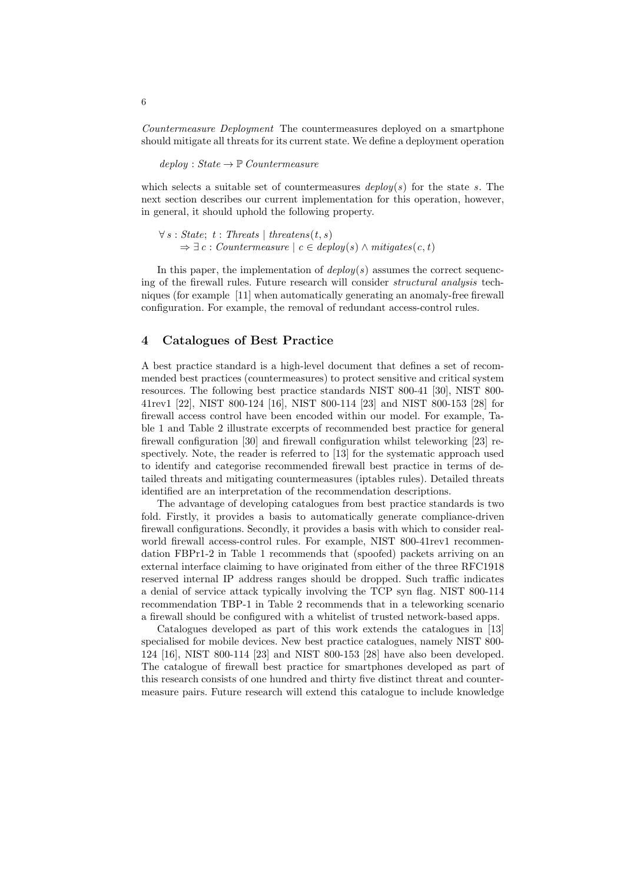*Countermeasure Deployment* The countermeasures deployed on a smartphone should mitigate all threats for its current state. We define a deployment operation

$$deploy : State \rightarrow \mathbb{P}\ Countermeasure$$

which selects a suitable set of countermeasures $deploy(s)$ for the state $s$. The next section describes our current implementation for this operation, however, in general, it should uphold the following property.

$$\forall\, s : State;\ t : Threats \mid threatens(t, s)$$
$$\Rightarrow \exists\, c : Countermeasure \mid c \in deploy(s) \wedge mitigates(c, t)$$

In this paper, the implementation of $deploy(s)$ assumes the correct sequencing of the firewall rules. Future research will consider *structural analysis* techniques (for example [11] when automatically generating an anomaly-free firewall configuration. For example, the removal of redundant access-control rules.

## 4 Catalogues of Best Practice

A best practice standard is a high-level document that defines a set of recommended best practices (countermeasures) to protect sensitive and critical system resources. The following best practice standards NIST 800-41 [30], NIST 800-41rev1 [22], NIST 800-124 [16], NIST 800-114 [23] and NIST 800-153 [28] for firewall access control have been encoded within our model. For example, Table 1 and Table 2 illustrate excerpts of recommended best practice for general firewall configuration [30] and firewall configuration whilst teleworking [23] respectively. Note, the reader is referred to [13] for the systematic approach used to identify and categorise recommended firewall best practice in terms of detailed threats and mitigating countermeasures (iptables rules). Detailed threats identified are an interpretation of the recommendation descriptions.

The advantage of developing catalogues from best practice standards is two fold. Firstly, it provides a basis to automatically generate compliance-driven firewall configurations. Secondly, it provides a basis with which to consider real-world firewall access-control rules. For example, NIST 800-41rev1 recommendation FBPr1-2 in Table 1 recommends that (spoofed) packets arriving on an external interface claiming to have originated from either of the three RFC1918 reserved internal IP address ranges should be dropped. Such traffic indicates a denial of service attack typically involving the TCP syn flag. NIST 800-114 recommendation TBP-1 in Table 2 recommends that in a teleworking scenario a firewall should be configured with a whitelist of trusted network-based apps.

Catalogues developed as part of this work extends the catalogues in [13] specialised for mobile devices. New best practice catalogues, namely NIST 800-124 [16], NIST 800-114 [23] and NIST 800-153 [28] have also been developed. The catalogue of firewall best practice for smartphones developed as part of this research consists of one hundred and thirty five distinct threat and countermeasure pairs. Future research will extend this catalogue to include knowledge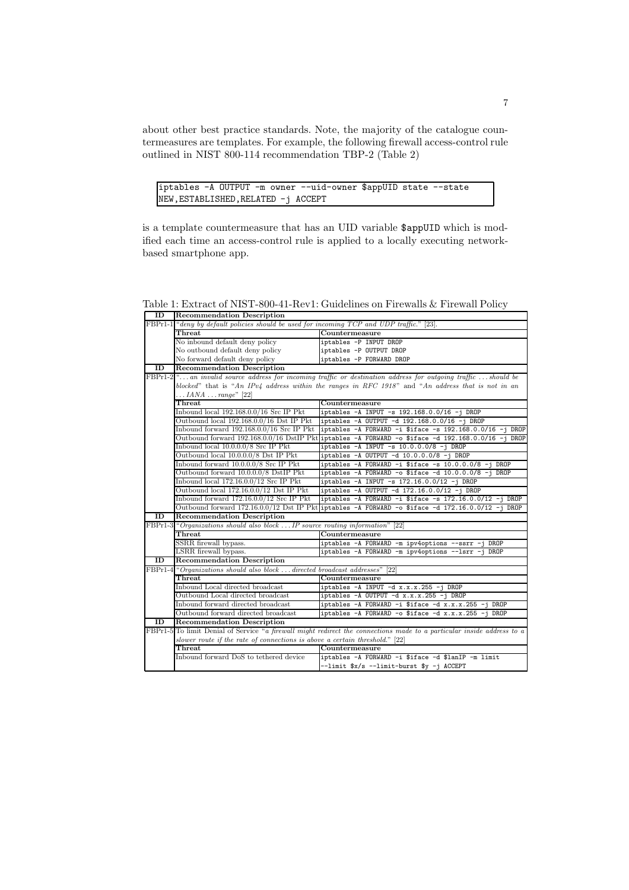about other best practice standards. Note, the majority of the catalogue countermeasures are templates. For example, the following firewall access-control rule outlined in NIST 800-114 recommendation TBP-2 (Table 2)

```
iptables -A OUTPUT -m owner --uid-owner $appUID state --state
NEW,ESTABLISHED,RELATED -j ACCEPT
```

is a template countermeasure that has an UID variable `$appUID` which is modified each time an access-control rule is applied to a locally executing network-based smartphone app.

Table 1: Extract of NIST-800-41-Rev1: Guidelines on Firewalls & Firewall Policy

| ID | Recommendation Description | |
|---|---|---|
| FBPr1-1 | "*deny by default policies should be used for incoming TCP and UDP traffic.*" [23]. | |
| | **Threat** | **Countermeasure** |
| | No inbound default deny policy | `iptables -P INPUT DROP` |
| | No outbound default deny policy | `iptables -P OUTPUT DROP` |
| | No forward default deny policy | `iptables -P FORWARD DROP` |
| **ID** | **Recommendation Description** | |
| FBPr1-2 | "*... an invalid source address for incoming traffic or destination address for outgoing traffic ... should be blocked*" that is "*An IPv4 address within the ranges in RFC 1918*" and "*An address that is not in an ... IANA ... range*" [22] | |
| | **Threat** | **Countermeasure** |
| | Inbound local 192.168.0.0/16 Src IP Pkt | `iptables -A INPUT -s 192.168.0.0/16 -j DROP` |
| | Outbound local 192.168.0.0/16 Dst IP Pkt | `iptables -A OUTPUT -d 192.168.0.0/16 -j DROP` |
| | Inbound forward 192.168.0.0/16 Src IP Pkt | `iptables -A FORWARD -i $iface -s 192.168.0.0/16 -j DROP` |
| | Outbound forward 192.168.0.0/16 DstIP Pkt | `iptables -A FORWARD -o $iface -d 192.168.0.0/16 -j DROP` |
| | Inbound local 10.0.0.0/8 Src IP Pkt | `iptables -A INPUT -s 10.0.0.0/8 -j DROP` |
| | Outbound local 10.0.0.0/8 Dst IP Pkt | `iptables -A OUTPUT -d 10.0.0.0/8 -j DROP` |
| | Inbound forward 10.0.0.0/8 Src IP Pkt | `iptables -A FORWARD -i $iface -s 10.0.0.0/8 -j DROP` |
| | Outbound forward 10.0.0.0/8 DstIP Pkt | `iptables -A FORWARD -o $iface -d 10.0.0.0/8 -j DROP` |
| | Inbound local 172.16.0.0/12 Src IP Pkt | `iptables -A INPUT -s 172.16.0.0/12 -j DROP` |
| | Outbound local 172.16.0.0/12 Dst IP Pkt | `iptables -A OUTPUT -d 172.16.0.0/12 -j DROP` |
| | Inbound forward 172.16.0.0/12 Src IP Pkt | `iptables -A FORWARD -i $iface -s 172.16.0.0/12 -j DROP` |
| | Outbound forward 172.16.0.0/12 Dst IP Pkt | `iptables -A FORWARD -o $iface -d 172.16.0.0/12 -j DROP` |
| **ID** | **Recommendation Description** | |
| FBPr1-3 | "*Organizations should also block ... IP source routing information*" [22] | |
| | **Threat** | **Countermeasure** |
| | SSRR firewall bypass. | `iptables -A FORWARD -m ipv4options --ssrr -j DROP` |
| | LSRR firewall bypass. | `iptables -A FORWARD -m ipv4options --lsrr -j DROP` |
| **ID** | **Recommendation Description** | |
| FBPr1-4 | "*Organizations should also block ... directed broadcast addresses*" [22] | |
| | **Threat** | **Countermeasure** |
| | Inbound Local directed broadcast | `iptables -A INPUT -d x.x.x.255 -j DROP` |
| | Outbound Local directed broadcast | `iptables -A OUTPUT -d x.x.x.255 -j DROP` |
| | Inbound forward directed broadcast | `iptables -A FORWARD -i $iface -d x.x.x.255 -j DROP` |
| | Outbound forward directed broadcast | `iptables -A FORWARD -o $iface -d x.x.x.255 -j DROP` |
| **ID** | **Recommendation Description** | |
| FBPr1-5 | To limit Denial of Service "*a firewall might redirect the connections made to a particular inside address to a slower route if the rate of connections is above a certain threshold.*" [22] | |
| | **Threat** | **Countermeasure** |
| | Inbound forward DoS to tethered device | `iptables -A FORWARD -i $iface -d $lanIP -m limit --limit $x/s --limit-burst $y -j ACCEPT` |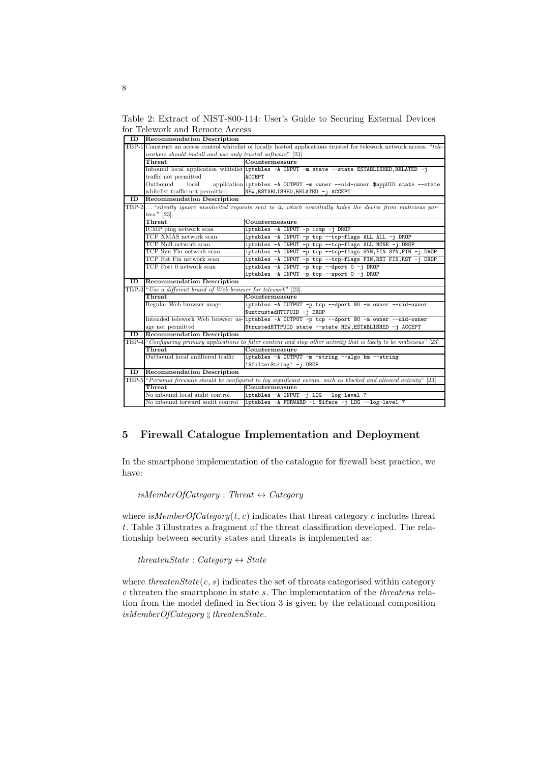Table 2: Extract of NIST-800-114: User's Guide to Securing External Devices for Telework and Remote Access

| ID | Recommendation Description | |
|---|---|---|
| TBP-1 | Construct an access control whitelist of locally hosted applications trusted for telework network access: "*teleworkers should install and use only trusted software*" [23]. | |
| | **Threat** | **Countermeasure** |
| | Inbound local application whitelist traffic not permitted | `iptables -A INPUT -m state --state ESTABLISHED,RELATED -j ACCEPT` |
| | Outbound local application whitelist traffic not permitted | `iptables -A OUTPUT -m owner --uid-owner $appUID state --state NEW,ESTABLISHED,RELATED -j ACCEPT` |
| **ID** | **Recommendation Description** | |
| TBP-2 | ... "*silently ignore unsolicited requests sent to it, which essentially hides the device from malicious parties.*" [23]. | |
| | **Threat** | **Countermeasure** |
| | ICMP ping network scan | `iptables -A INPUT -p icmp -j DROP` |
| | TCP XMAS network scan | `iptables -A INPUT -p tcp --tcp-flags ALL ALL -j DROP` |
| | TCP Null network scan | `iptables -A INPUT -p tcp --tcp-flags ALL NONE -j DROP` |
| | TCP Syn Fin network scan | `iptables -A INPUT -p tcp --tcp-flags SYN,FIN SYN,FIN -j DROP` |
| | TCP Rst Fin network scan | `iptables -A INPUT -p tcp --tcp-flags FIN,RST FIN,RST -j DROP` |
| | TCP Port 0 network scan | `iptables -A INPUT -p tcp --dport 0 -j DROP` `iptables -A INPUT -p tcp --sport 0 -j DROP` |
| **ID** | **Recommendation Description** | |
| TBP-3 | "*Use a different brand of Web browser for telework*" [23]. | |
| | **Threat** | **Countermeasure** |
| | Regular Web browser usage | `iptables -A OUTPUT -p tcp --dport 80 -m owner --uid-owner $untrustedHTTPUID -j DROP` |
| | Intended telework Web browser usage not permitted | `iptables -A OUTPUT -p tcp --dport 80 -m owner --uid-owner $trustedHTTPUID state --state NEW,ESTABLISHED -j ACCEPT` |
| **ID** | **Recommendation Description** | |
| TBP-4 | "*Configuring primary applications to filter content and stop other activity that is likely to be malicious*" [23] | |
| | **Threat** | **Countermeasure** |
| | Outbound local unfiltered traffic | `iptables -A OUTPUT -m -string --algo bm --string '$filterString' -j DROP` |
| **ID** | **Recommendation Description** | |
| TBP-5 | "*Personal firewalls should be configured to log significant events, such as blocked and allowed activity*" [23] | |
| | **Threat** | **Countermeasure** |
| | No inbound local audit control | `iptables -A INPUT -j LOG --log-level 7` |
| | No inbound forward audit control | `iptables -A FORWARD -i $iface -j LOG --log-level 7` |

## 5 Firewall Catalogue Implementation and Deployment

In the smartphone implementation of the catalogue for firewall best practice, we have:

$$isMemberOfCategory : Threat \leftrightarrow Category$$

where $isMemberOfCategory(t, c)$ indicates that threat category $c$ includes threat $t$. Table 3 illustrates a fragment of the threat classification developed. The relationship between security states and threats is implemented as:

$$threatenState : Category \leftrightarrow State$$

where $threatenState(c, s)$ indicates the set of threats categorised within category $c$ threaten the smartphone in state $s$. The implementation of the *threatens* relation from the model defined in Section 3 is given by the relational composition $isMemberOfCategory \fatsemi threatenState$.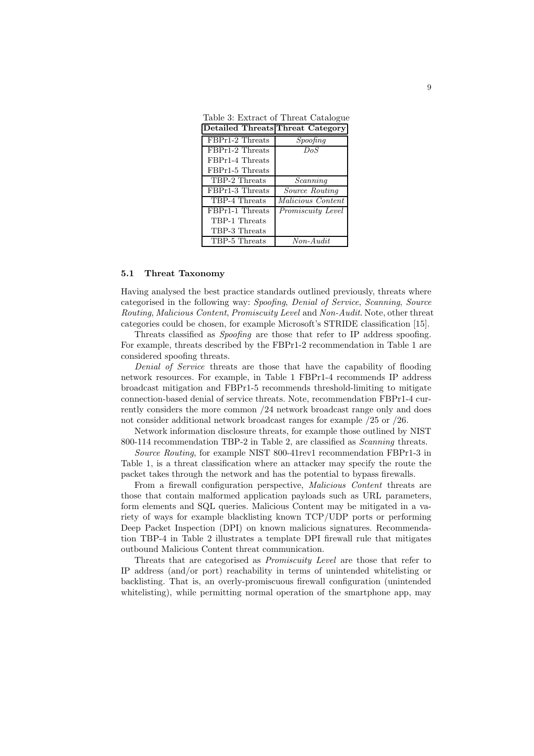Table 3: Extract of Threat Catalogue

| Detailed Threats | Threat Category |
|---|---|
| FBPr1-2 Threats | *Spoofing* |
| FBPr1-2 Threats<br>FBPr1-4 Threats<br>FBPr1-5 Threats | *DoS* |
| TBP-2 Threats | *Scanning* |
| FBPr1-3 Threats | *Source Routing* |
| TBP-4 Threats | *Malicious Content* |
| FBPr1-1 Threats<br>TBP-1 Threats<br>TBP-3 Threats | *Promiscuity Level* |
| TBP-5 Threats | *Non-Audit* |

### 5.1 Threat Taxonomy

Having analysed the best practice standards outlined previously, threats where categorised in the following way: *Spoofing*, *Denial of Service*, *Scanning*, *Source Routing*, *Malicious Content*, *Promiscuity Level* and *Non-Audit*. Note, other threat categories could be chosen, for example Microsoft's STRIDE classification [15].

Threats classified as *Spoofing* are those that refer to IP address spoofing. For example, threats described by the FBPr1-2 recommendation in Table 1 are considered spoofing threats.

*Denial of Service* threats are those that have the capability of flooding network resources. For example, in Table 1 FBPr1-4 recommends IP address broadcast mitigation and FBPr1-5 recommends threshold-limiting to mitigate connection-based denial of service threats. Note, recommendation FBPr1-4 currently considers the more common /24 network broadcast range only and does not consider additional network broadcast ranges for example /25 or /26.

Network information disclosure threats, for example those outlined by NIST 800-114 recommendation TBP-2 in Table 2, are classified as *Scanning* threats.

*Source Routing*, for example NIST 800-41rev1 recommendation FBPr1-3 in Table 1, is a threat classification where an attacker may specify the route the packet takes through the network and has the potential to bypass firewalls.

From a firewall configuration perspective, *Malicious Content* threats are those that contain malformed application payloads such as URL parameters, form elements and SQL queries. Malicious Content may be mitigated in a variety of ways for example blacklisting known TCP/UDP ports or performing Deep Packet Inspection (DPI) on known malicious signatures. Recommendation TBP-4 in Table 2 illustrates a template DPI firewall rule that mitigates outbound Malicious Content threat communication.

Threats that are categorised as *Promiscuity Level* are those that refer to IP address (and/or port) reachability in terms of unintended whitelisting or backlisting. That is, an overly-promiscuous firewall configuration (unintended whitelisting), while permitting normal operation of the smartphone app, may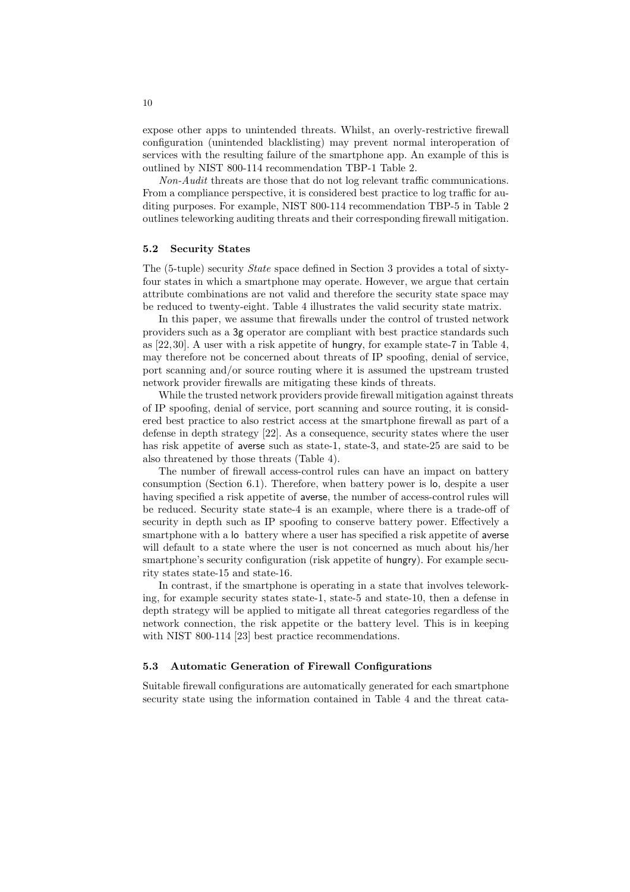expose other apps to unintended threats. Whilst, an overly-restrictive firewall configuration (unintended blacklisting) may prevent normal interoperation of services with the resulting failure of the smartphone app. An example of this is outlined by NIST 800-114 recommendation TBP-1 Table 2.

*Non-Audit* threats are those that do not log relevant traffic communications. From a compliance perspective, it is considered best practice to log traffic for auditing purposes. For example, NIST 800-114 recommendation TBP-5 in Table 2 outlines teleworking auditing threats and their corresponding firewall mitigation.

### 5.2 Security States

The (5-tuple) security *State* space defined in Section 3 provides a total of sixty-four states in which a smartphone may operate. However, we argue that certain attribute combinations are not valid and therefore the security state space may be reduced to twenty-eight. Table 4 illustrates the valid security state matrix.

In this paper, we assume that firewalls under the control of trusted network providers such as a 3g operator are compliant with best practice standards such as [22, 30]. A user with a risk appetite of hungry, for example state-7 in Table 4, may therefore not be concerned about threats of IP spoofing, denial of service, port scanning and/or source routing where it is assumed the upstream trusted network provider firewalls are mitigating these kinds of threats.

While the trusted network providers provide firewall mitigation against threats of IP spoofing, denial of service, port scanning and source routing, it is considered best practice to also restrict access at the smartphone firewall as part of a defense in depth strategy [22]. As a consequence, security states where the user has risk appetite of averse such as state-1, state-3, and state-25 are said to be also threatened by those threats (Table 4).

The number of firewall access-control rules can have an impact on battery consumption (Section 6.1). Therefore, when battery power is lo, despite a user having specified a risk appetite of averse, the number of access-control rules will be reduced. Security state state-4 is an example, where there is a trade-off of security in depth such as IP spoofing to conserve battery power. Effectively a smartphone with a lo battery where a user has specified a risk appetite of averse will default to a state where the user is not concerned as much about his/her smartphone's security configuration (risk appetite of hungry). For example security states state-15 and state-16.

In contrast, if the smartphone is operating in a state that involves teleworking, for example security states state-1, state-5 and state-10, then a defense in depth strategy will be applied to mitigate all threat categories regardless of the network connection, the risk appetite or the battery level. This is in keeping with NIST 800-114 [23] best practice recommendations.

### 5.3 Automatic Generation of Firewall Configurations

Suitable firewall configurations are automatically generated for each smartphone security state using the information contained in Table 4 and the threat cata-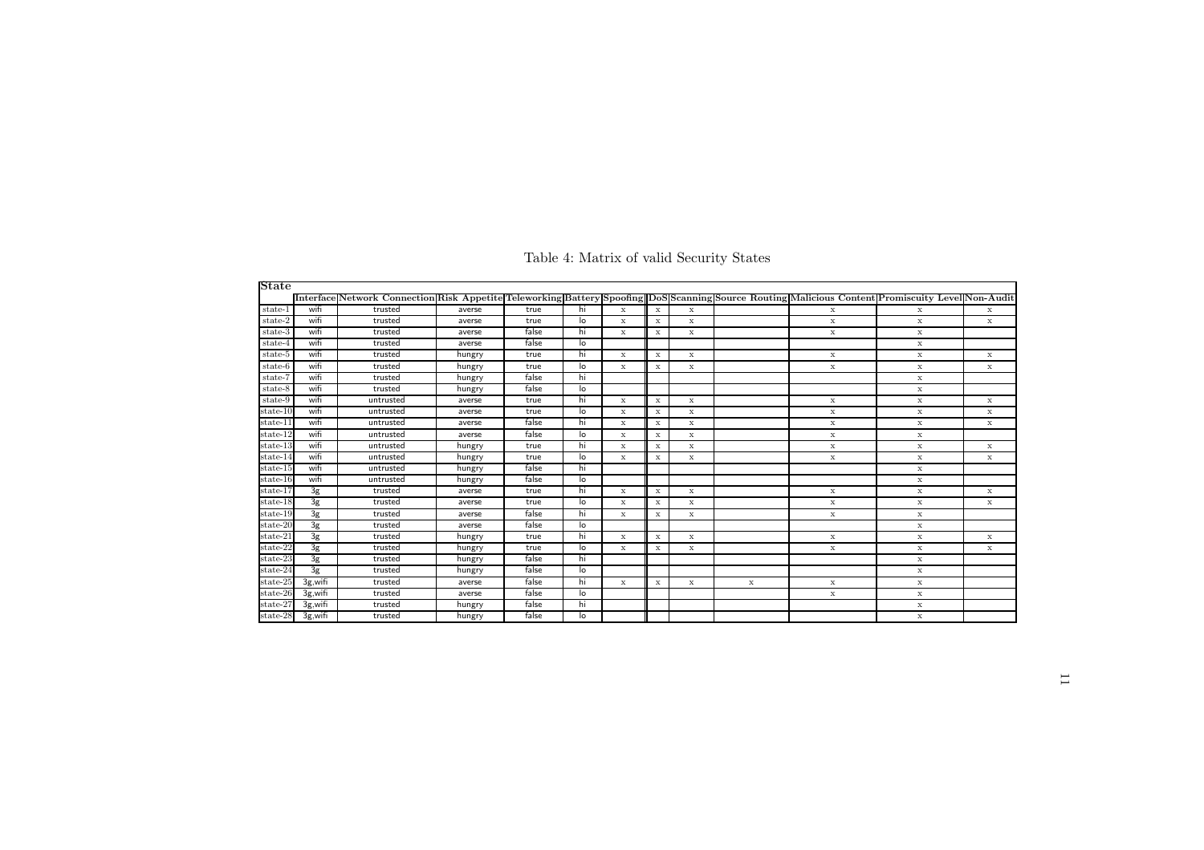Table 4: Matrix of valid Security States

| State | Interface | Network Connection | Risk Appetite | Teleworking | Battery | Spoofing | DoS | Scanning | Source Routing | Malicious Content | Promiscuity Level | Non-Audit |
|---|---|---|---|---|---|---|---|---|---|---|---|---|
| state-1 | wifi | trusted | averse | true | hi | x | x | x | | x | x | x |
| state-2 | wifi | trusted | averse | true | lo | x | x | x | | x | x | x |
| state-3 | wifi | trusted | averse | false | hi | x | x | x | | x | x | |
| state-4 | wifi | trusted | averse | false | lo | | | | | | x | |
| state-5 | wifi | trusted | hungry | true | hi | x | x | x | | x | x | x |
| state-6 | wifi | trusted | hungry | true | lo | x | x | x | | x | x | x |
| state-7 | wifi | trusted | hungry | false | hi | | | | | | x | |
| state-8 | wifi | trusted | hungry | false | lo | | | | | | x | |
| state-9 | wifi | untrusted | averse | true | hi | x | x | x | | x | x | x |
| state-10 | wifi | untrusted | averse | true | lo | x | x | x | | x | x | x |
| state-11 | wifi | untrusted | averse | false | hi | x | x | x | | x | x | x |
| state-12 | wifi | untrusted | averse | false | lo | x | x | x | | x | x | |
| state-13 | wifi | untrusted | hungry | true | hi | x | x | x | | x | x | x |
| state-14 | wifi | untrusted | hungry | true | lo | x | x | x | | x | x | x |
| state-15 | wifi | untrusted | hungry | false | hi | | | | | | x | |
| state-16 | wifi | untrusted | hungry | false | lo | | | | | | x | |
| state-17 | 3g | trusted | averse | true | hi | x | x | x | | x | x | x |
| state-18 | 3g | trusted | averse | true | lo | x | x | x | | x | x | x |
| state-19 | 3g | trusted | averse | false | hi | x | x | x | | x | x | |
| state-20 | 3g | trusted | averse | false | lo | | | | | | x | |
| state-21 | 3g | trusted | hungry | true | hi | x | x | x | | x | x | x |
| state-22 | 3g | trusted | hungry | true | lo | x | x | x | | x | x | x |
| state-23 | 3g | trusted | hungry | false | hi | | | | | | x | |
| state-24 | 3g | trusted | hungry | false | lo | | | | | | x | |
| state-25 | 3g,wifi | trusted | averse | false | hi | x | x | x | x | x | x | |
| state-26 | 3g,wifi | trusted | averse | false | lo | | | | | x | x | |
| state-27 | 3g,wifi | trusted | hungry | false | hi | | | | | | x | |
| state-28 | 3g,wifi | trusted | hungry | false | lo | | | | | | x | |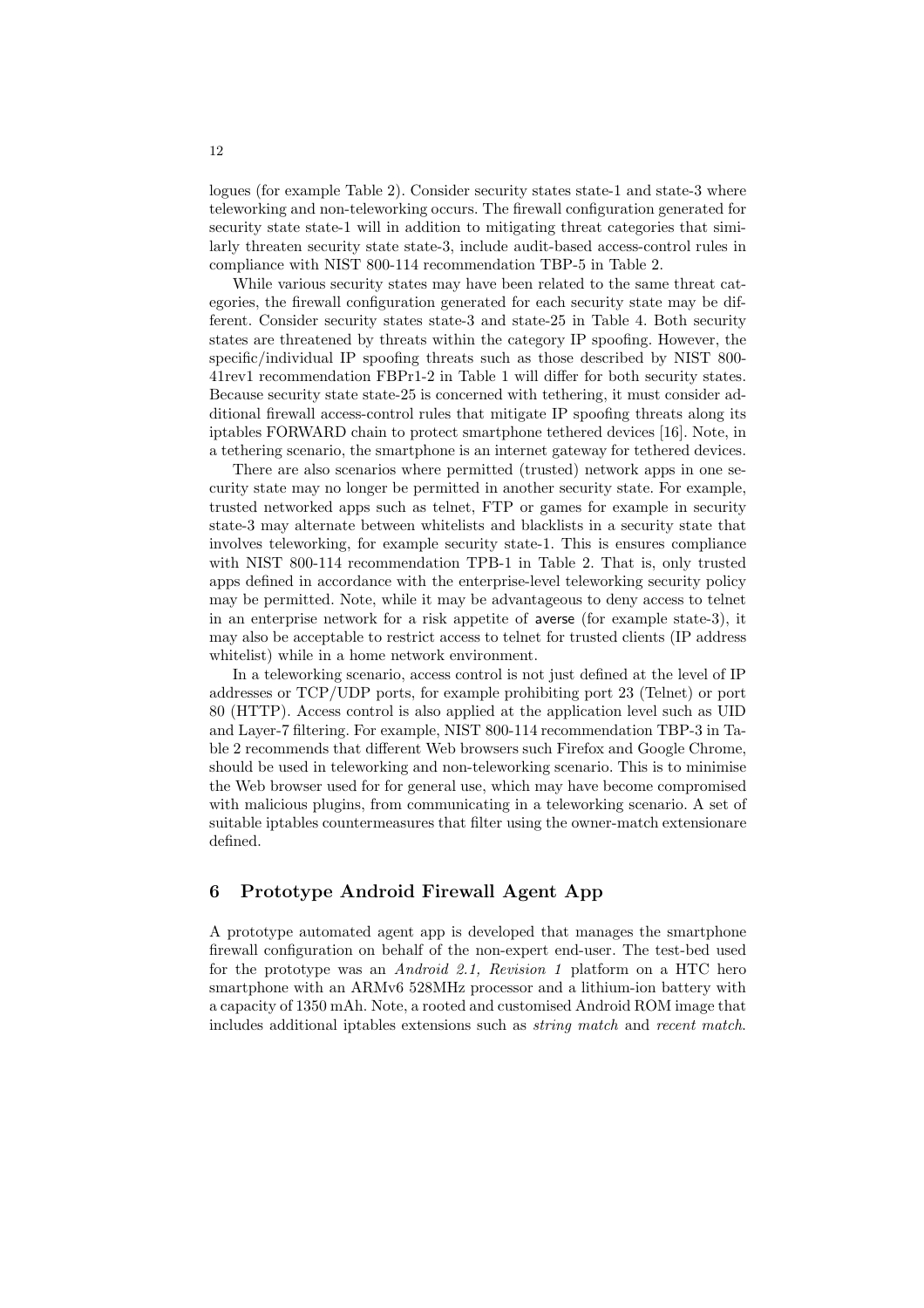logues (for example Table 2). Consider security states state-1 and state-3 where teleworking and non-teleworking occurs. The firewall configuration generated for security state state-1 will in addition to mitigating threat categories that similarly threaten security state state-3, include audit-based access-control rules in compliance with NIST 800-114 recommendation TBP-5 in Table 2.

While various security states may have been related to the same threat categories, the firewall configuration generated for each security state may be different. Consider security states state-3 and state-25 in Table 4. Both security states are threatened by threats within the category IP spoofing. However, the specific/individual IP spoofing threats such as those described by NIST 800-41rev1 recommendation FBPr1-2 in Table 1 will differ for both security states. Because security state state-25 is concerned with tethering, it must consider additional firewall access-control rules that mitigate IP spoofing threats along its iptables FORWARD chain to protect smartphone tethered devices [16]. Note, in a tethering scenario, the smartphone is an internet gateway for tethered devices.

There are also scenarios where permitted (trusted) network apps in one security state may no longer be permitted in another security state. For example, trusted networked apps such as telnet, FTP or games for example in security state-3 may alternate between whitelists and blacklists in a security state that involves teleworking, for example security state-1. This is ensures compliance with NIST 800-114 recommendation TPB-1 in Table 2. That is, only trusted apps defined in accordance with the enterprise-level teleworking security policy may be permitted. Note, while it may be advantageous to deny access to telnet in an enterprise network for a risk appetite of averse (for example state-3), it may also be acceptable to restrict access to telnet for trusted clients (IP address whitelist) while in a home network environment.

In a teleworking scenario, access control is not just defined at the level of IP addresses or TCP/UDP ports, for example prohibiting port 23 (Telnet) or port 80 (HTTP). Access control is also applied at the application level such as UID and Layer-7 filtering. For example, NIST 800-114 recommendation TBP-3 in Table 2 recommends that different Web browsers such Firefox and Google Chrome, should be used in teleworking and non-teleworking scenario. This is to minimise the Web browser used for for general use, which may have become compromised with malicious plugins, from communicating in a teleworking scenario. A set of suitable iptables countermeasures that filter using the owner-match extensionare defined.

## 6 Prototype Android Firewall Agent App

A prototype automated agent app is developed that manages the smartphone firewall configuration on behalf of the non-expert end-user. The test-bed used for the prototype was an *Android 2.1, Revision 1* platform on a HTC hero smartphone with an ARMv6 528MHz processor and a lithium-ion battery with a capacity of 1350 mAh. Note, a rooted and customised Android ROM image that includes additional iptables extensions such as *string match* and *recent match*.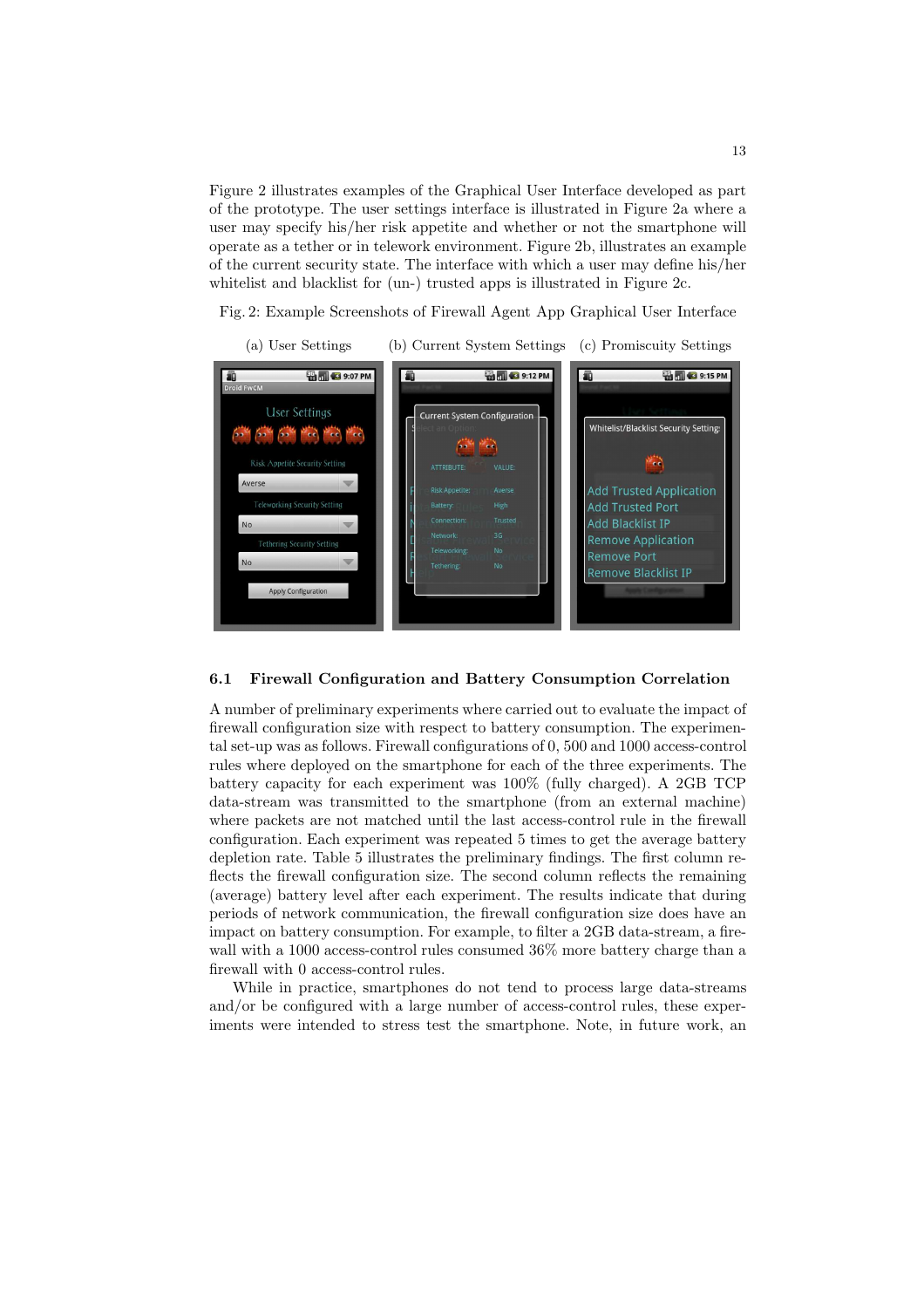Figure 2 illustrates examples of the Graphical User Interface developed as part of the prototype. The user settings interface is illustrated in Figure 2a where a user may specify his/her risk appetite and whether or not the smartphone will operate as a tether or in telework environment. Figure 2b, illustrates an example of the current security state. The interface with which a user may define his/her whitelist and blacklist for (un-) trusted apps is illustrated in Figure 2c.

Fig. 2: Example Screenshots of Firewall Agent App Graphical User Interface

(a) User Settings (b) Current System Settings (c) Promiscuity Settings

### 6.1 Firewall Configuration and Battery Consumption Correlation

A number of preliminary experiments where carried out to evaluate the impact of firewall configuration size with respect to battery consumption. The experimental set-up was as follows. Firewall configurations of 0, 500 and 1000 access-control rules where deployed on the smartphone for each of the three experiments. The battery capacity for each experiment was 100% (fully charged). A 2GB TCP data-stream was transmitted to the smartphone (from an external machine) where packets are not matched until the last access-control rule in the firewall configuration. Each experiment was repeated 5 times to get the average battery depletion rate. Table 5 illustrates the preliminary findings. The first column reflects the firewall configuration size. The second column reflects the remaining (average) battery level after each experiment. The results indicate that during periods of network communication, the firewall configuration size does have an impact on battery consumption. For example, to filter a 2GB data-stream, a firewall with a 1000 access-control rules consumed 36% more battery charge than a firewall with 0 access-control rules.

While in practice, smartphones do not tend to process large data-streams and/or be configured with a large number of access-control rules, these experiments were intended to stress test the smartphone. Note, in future work, an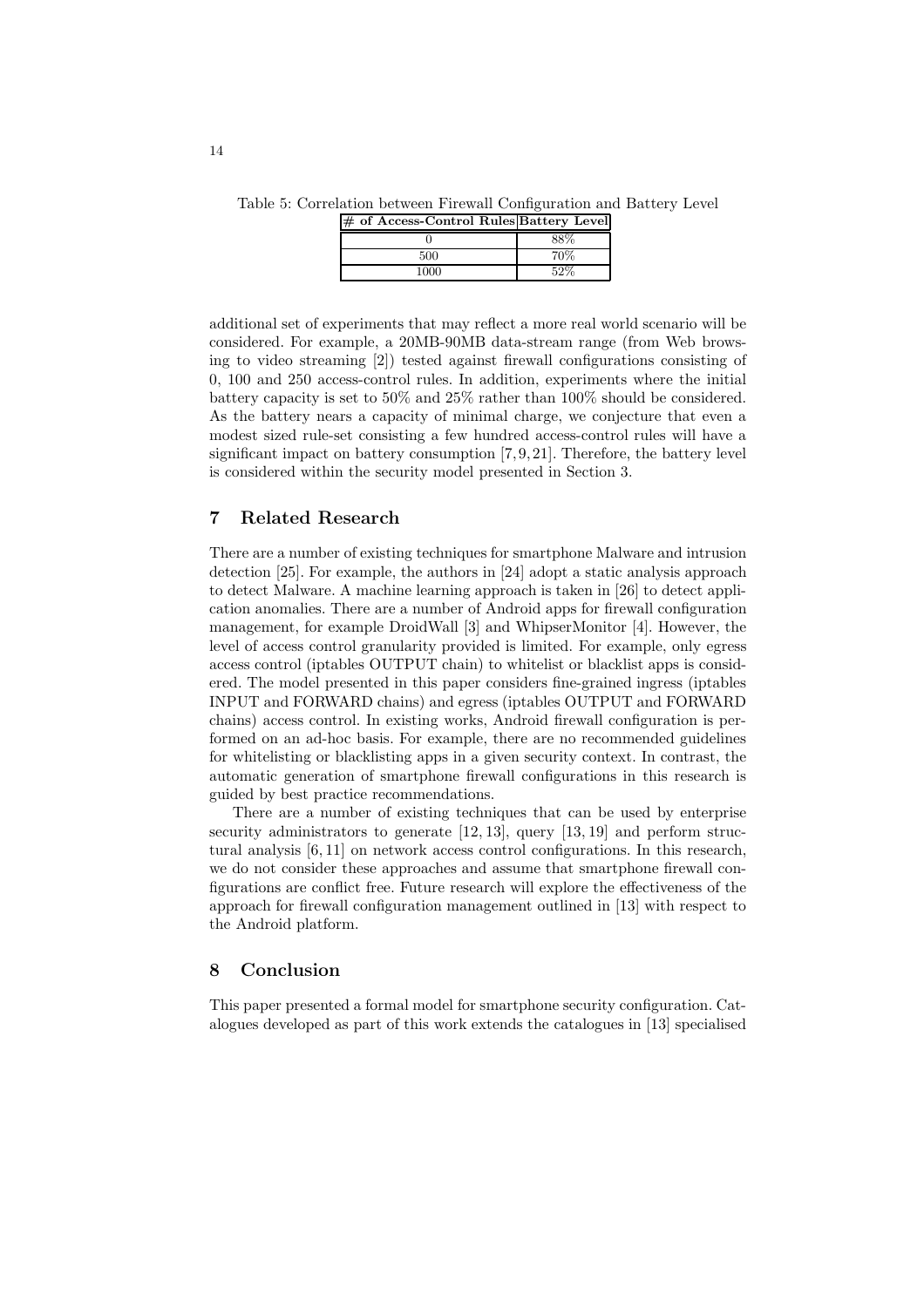Table 5: Correlation between Firewall Configuration and Battery Level

| # of Access-Control Rules | Battery Level |
|---|---|
| 0 | 88% |
| 500 | 70% |
| 1000 | 52% |

additional set of experiments that may reflect a more real world scenario will be considered. For example, a 20MB-90MB data-stream range (from Web browsing to video streaming [2]) tested against firewall configurations consisting of 0, 100 and 250 access-control rules. In addition, experiments where the initial battery capacity is set to 50% and 25% rather than 100% should be considered. As the battery nears a capacity of minimal charge, we conjecture that even a modest sized rule-set consisting a few hundred access-control rules will have a significant impact on battery consumption [7, 9, 21]. Therefore, the battery level is considered within the security model presented in Section 3.

## 7 Related Research

There are a number of existing techniques for smartphone Malware and intrusion detection [25]. For example, the authors in [24] adopt a static analysis approach to detect Malware. A machine learning approach is taken in [26] to detect application anomalies. There are a number of Android apps for firewall configuration management, for example DroidWall [3] and WhipserMonitor [4]. However, the level of access control granularity provided is limited. For example, only egress access control (iptables OUTPUT chain) to whitelist or blacklist apps is considered. The model presented in this paper considers fine-grained ingress (iptables INPUT and FORWARD chains) and egress (iptables OUTPUT and FORWARD chains) access control. In existing works, Android firewall configuration is performed on an ad-hoc basis. For example, there are no recommended guidelines for whitelisting or blacklisting apps in a given security context. In contrast, the automatic generation of smartphone firewall configurations in this research is guided by best practice recommendations.

There are a number of existing techniques that can be used by enterprise security administrators to generate [12, 13], query [13, 19] and perform structural analysis [6, 11] on network access control configurations. In this research, we do not consider these approaches and assume that smartphone firewall configurations are conflict free. Future research will explore the effectiveness of the approach for firewall configuration management outlined in [13] with respect to the Android platform.

## 8 Conclusion

This paper presented a formal model for smartphone security configuration. Catalogues developed as part of this work extends the catalogues in [13] specialised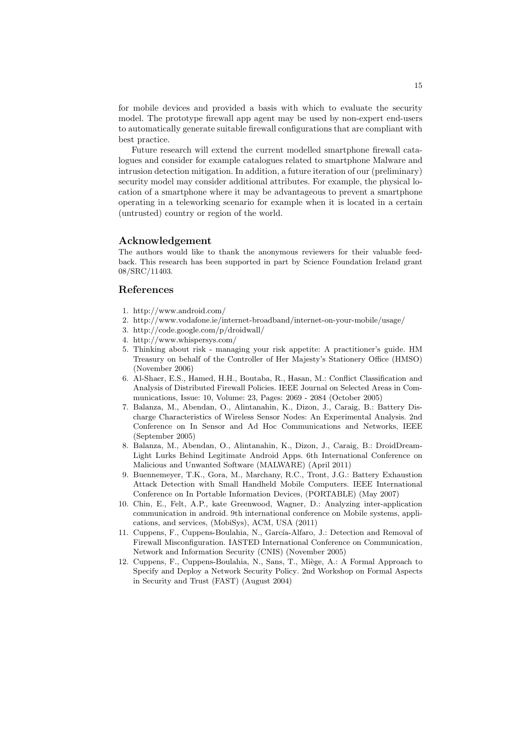for mobile devices and provided a basis with which to evaluate the security model. The prototype firewall app agent may be used by non-expert end-users to automatically generate suitable firewall configurations that are compliant with best practice.

Future research will extend the current modelled smartphone firewall catalogues and consider for example catalogues related to smartphone Malware and intrusion detection mitigation. In addition, a future iteration of our (preliminary) security model may consider additional attributes. For example, the physical location of a smartphone where it may be advantageous to prevent a smartphone operating in a teleworking scenario for example when it is located in a certain (untrusted) country or region of the world.

## Acknowledgement

The authors would like to thank the anonymous reviewers for their valuable feedback. This research has been supported in part by Science Foundation Ireland grant 08/SRC/11403.

## References

1. http://www.android.com/
2. http://www.vodafone.ie/internet-broadband/internet-on-your-mobile/usage/
3. http://code.google.com/p/droidwall/
4. http://www.whispersys.com/
5. Thinking about risk - managing your risk appetite: A practitioner's guide. HM Treasury on behalf of the Controller of Her Majesty's Stationery Office (HMSO) (November 2006)
6. Al-Shaer, E.S., Hamed, H.H., Boutaba, R., Hasan, M.: Conflict Classification and Analysis of Distributed Firewall Policies. IEEE Journal on Selected Areas in Communications, Issue: 10, Volume: 23, Pages: 2069 - 2084 (October 2005)
7. Balanza, M., Abendan, O., Alintanahin, K., Dizon, J., Caraig, B.: Battery Discharge Characteristics of Wireless Sensor Nodes: An Experimental Analysis. 2nd Conference on In Sensor and Ad Hoc Communications and Networks, IEEE (September 2005)
8. Balanza, M., Abendan, O., Alintanahin, K., Dizon, J., Caraig, B.: DroidDream-Light Lurks Behind Legitimate Android Apps. 6th International Conference on Malicious and Unwanted Software (MALWARE) (April 2011)
9. Buennemeyer, T.K., Gora, M., Marchany, R.C., Tront, J.G.: Battery Exhaustion Attack Detection with Small Handheld Mobile Computers. IEEE International Conference on In Portable Information Devices, (PORTABLE) (May 2007)
10. Chin, E., Felt, A.P., kate Greenwood, Wagner, D.: Analyzing inter-application communication in android. 9th international conference on Mobile systems, applications, and services, (MobiSys), ACM, USA (2011)
11. Cuppens, F., Cuppens-Boulahia, N., García-Alfaro, J.: Detection and Removal of Firewall Misconfiguration. IASTED International Conference on Communication, Network and Information Security (CNIS) (November 2005)
12. Cuppens, F., Cuppens-Boulahia, N., Sans, T., Miège, A.: A Formal Approach to Specify and Deploy a Network Security Policy. 2nd Workshop on Formal Aspects in Security and Trust (FAST) (August 2004)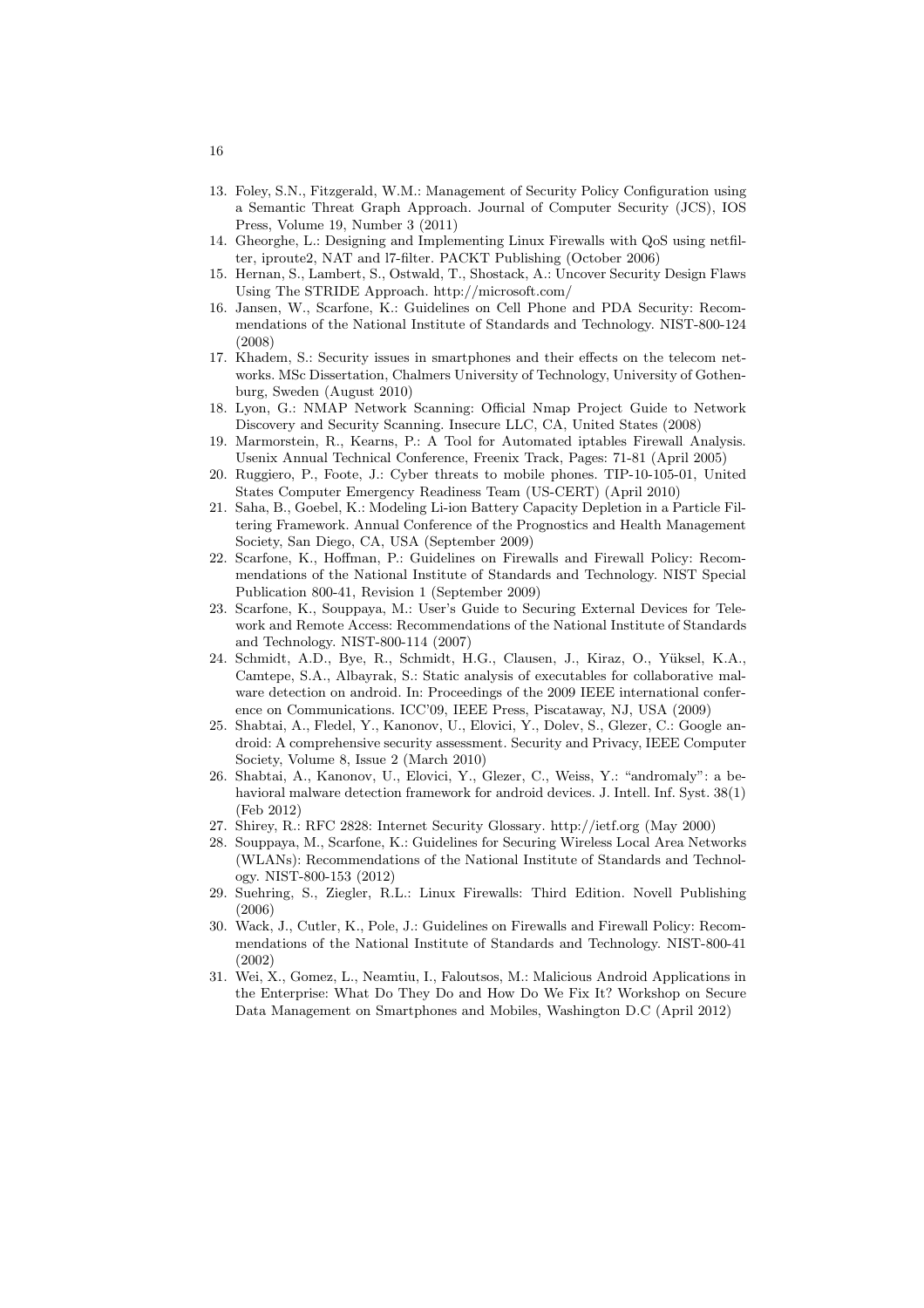13. Foley, S.N., Fitzgerald, W.M.: Management of Security Policy Configuration using a Semantic Threat Graph Approach. Journal of Computer Security (JCS), IOS Press, Volume 19, Number 3 (2011)
14. Gheorghe, L.: Designing and Implementing Linux Firewalls with QoS using netfilter, iproute2, NAT and l7-filter. PACKT Publishing (October 2006)
15. Hernan, S., Lambert, S., Ostwald, T., Shostack, A.: Uncover Security Design Flaws Using The STRIDE Approach. http://microsoft.com/
16. Jansen, W., Scarfone, K.: Guidelines on Cell Phone and PDA Security: Recommendations of the National Institute of Standards and Technology. NIST-800-124 (2008)
17. Khadem, S.: Security issues in smartphones and their effects on the telecom networks. MSc Dissertation, Chalmers University of Technology, University of Gothenburg, Sweden (August 2010)
18. Lyon, G.: NMAP Network Scanning: Official Nmap Project Guide to Network Discovery and Security Scanning. Insecure LLC, CA, United States (2008)
19. Marmorstein, R., Kearns, P.: A Tool for Automated iptables Firewall Analysis. Usenix Annual Technical Conference, Freenix Track, Pages: 71-81 (April 2005)
20. Ruggiero, P., Foote, J.: Cyber threats to mobile phones. TIP-10-105-01, United States Computer Emergency Readiness Team (US-CERT) (April 2010)
21. Saha, B., Goebel, K.: Modeling Li-ion Battery Capacity Depletion in a Particle Filtering Framework. Annual Conference of the Prognostics and Health Management Society, San Diego, CA, USA (September 2009)
22. Scarfone, K., Hoffman, P.: Guidelines on Firewalls and Firewall Policy: Recommendations of the National Institute of Standards and Technology. NIST Special Publication 800-41, Revision 1 (September 2009)
23. Scarfone, K., Souppaya, M.: User's Guide to Securing External Devices for Telework and Remote Access: Recommendations of the National Institute of Standards and Technology. NIST-800-114 (2007)
24. Schmidt, A.D., Bye, R., Schmidt, H.G., Clausen, J., Kiraz, O., Yüksel, K.A., Camtepe, S.A., Albayrak, S.: Static analysis of executables for collaborative malware detection on android. In: Proceedings of the 2009 IEEE international conference on Communications. ICC'09, IEEE Press, Piscataway, NJ, USA (2009)
25. Shabtai, A., Fledel, Y., Kanonov, U., Elovici, Y., Dolev, S., Glezer, C.: Google android: A comprehensive security assessment. Security and Privacy, IEEE Computer Society, Volume 8, Issue 2 (March 2010)
26. Shabtai, A., Kanonov, U., Elovici, Y., Glezer, C., Weiss, Y.: "andromaly": a behavioral malware detection framework for android devices. J. Intell. Inf. Syst. 38(1) (Feb 2012)
27. Shirey, R.: RFC 2828: Internet Security Glossary. http://ietf.org (May 2000)
28. Souppaya, M., Scarfone, K.: Guidelines for Securing Wireless Local Area Networks (WLANs): Recommendations of the National Institute of Standards and Technology. NIST-800-153 (2012)
29. Suehring, S., Ziegler, R.L.: Linux Firewalls: Third Edition. Novell Publishing (2006)
30. Wack, J., Cutler, K., Pole, J.: Guidelines on Firewalls and Firewall Policy: Recommendations of the National Institute of Standards and Technology. NIST-800-41 (2002)
31. Wei, X., Gomez, L., Neamtiu, I., Faloutsos, M.: Malicious Android Applications in the Enterprise: What Do They Do and How Do We Fix It? Workshop on Secure Data Management on Smartphones and Mobiles, Washington D.C (April 2012)